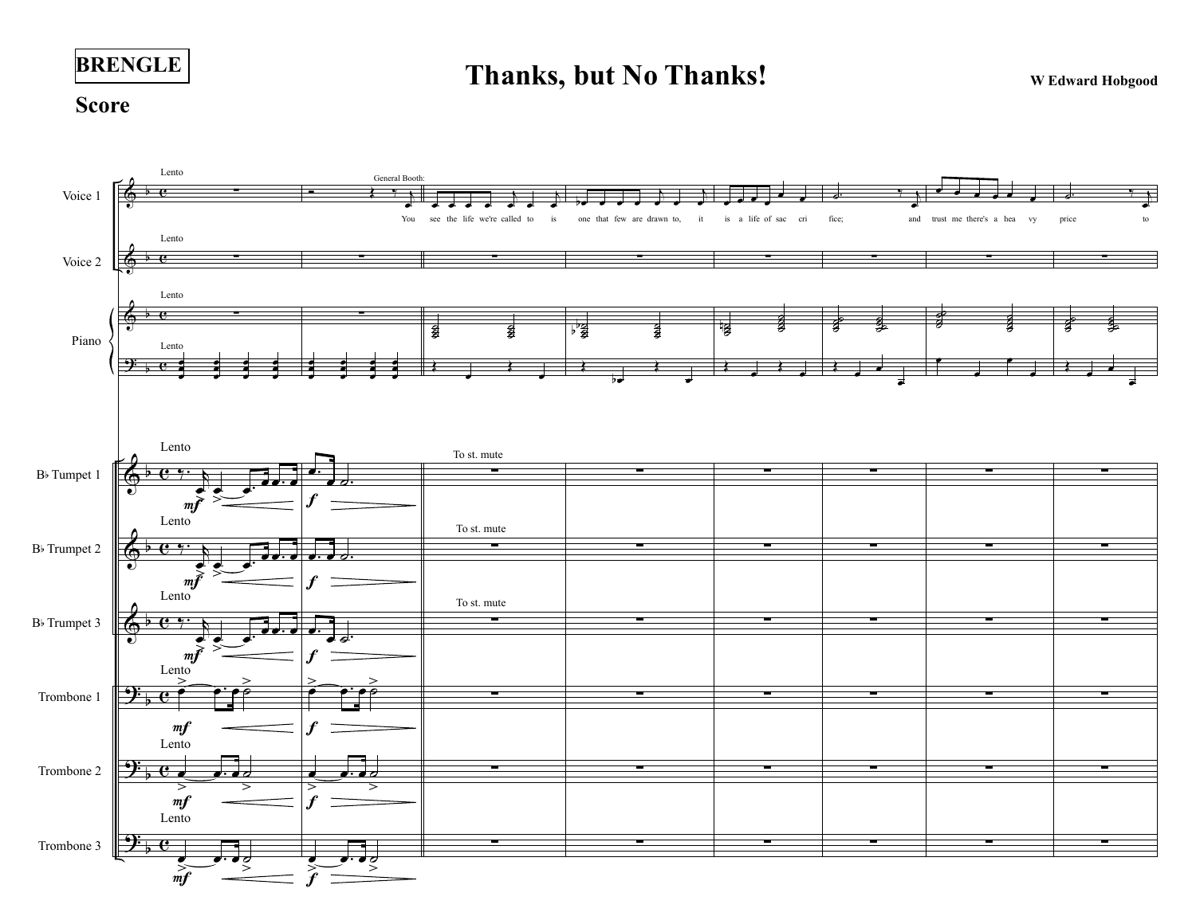**BRENGLE**

# Thanks, but No Thanks!

**W Edward Hobgood**

## Score

Lento

Voice 1 — General Booth:

You see the life we're called to is one that few are drawn to, it is a life of sac cri fice; and trust me there's a hea vy price to

Voice 2

Piano

B♭ Trumpet 1 — To st. mute

B♭ Trumpet 2 — To st. mute

B♭ Trumpet 3 — To st. mute

Trombone 1

Trombone 2

Trombone 3

*mf* *f*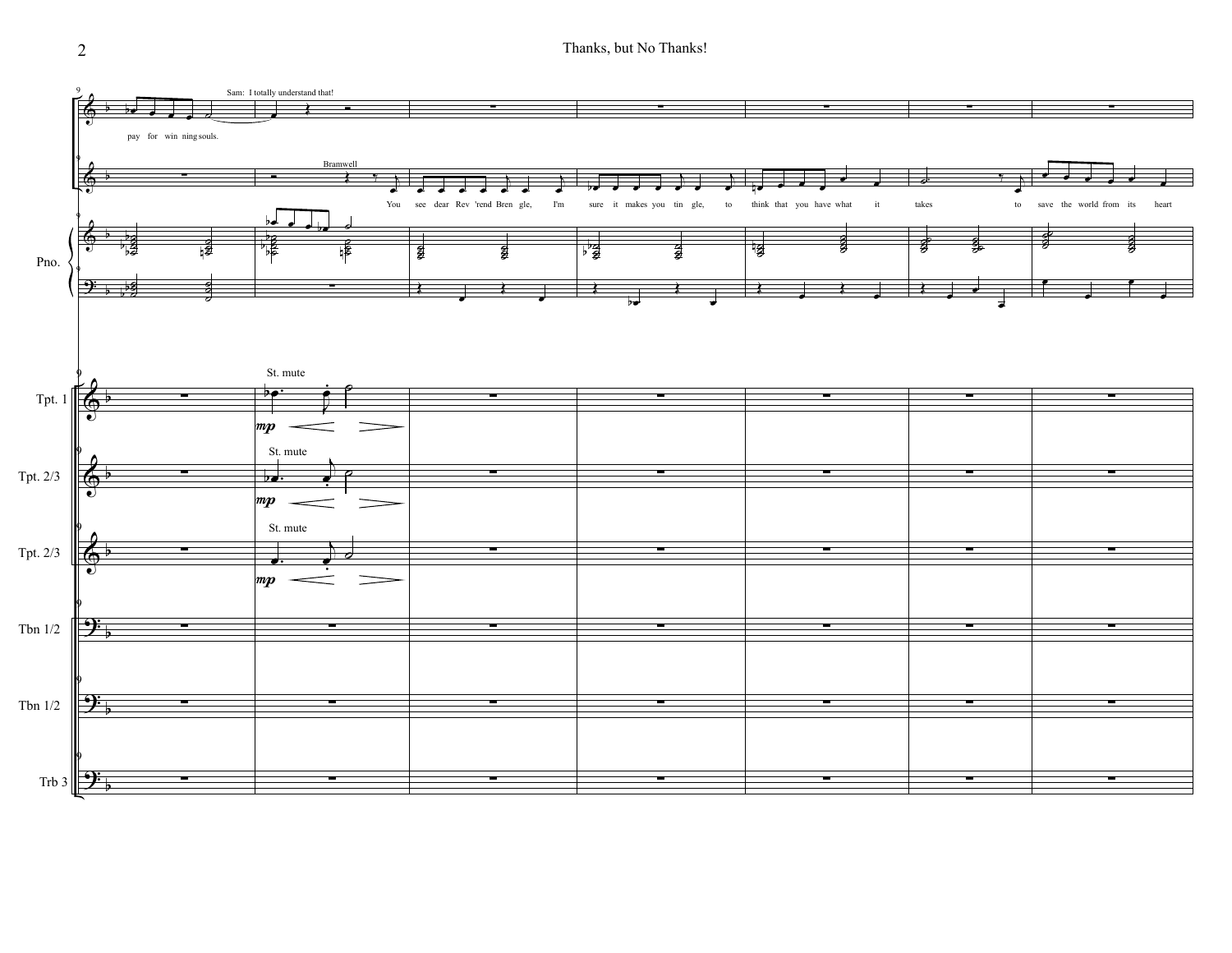Sam: I totally understand that!

pay for win ning souls.

Bramwell

You see dear Rev 'rend Bren gle, I'm sure it makes you tin gle, to think that you have what it takes to save the world from its heart

Pno.

St. mute

*mp*

Tpt. 1

St. mute

*mp*

Tpt. 2/3

St. mute

*mp*

Tpt. 2/3

Tbn 1/2

Tbn 1/2

Trb 3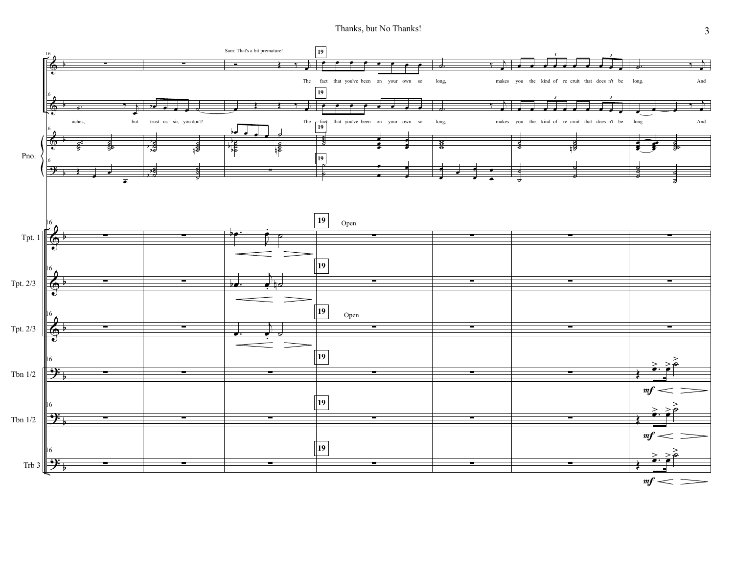Sam: That's a bit premature!

**19**

The fact that you've been on your own so long, makes you the kind of re cruit that does n't be long. And

aches, but trust us sir, you don't! The fact that you've been on your own so long, makes you the kind of re cruit that does n't be long . And

Pno.

Tpt. 1 — Open

Tpt. 2/3

Tpt. 2/3 — Open

Tbn 1/2 — *mf*

Tbn 1/2 — *mf*

Trb 3 — *mf*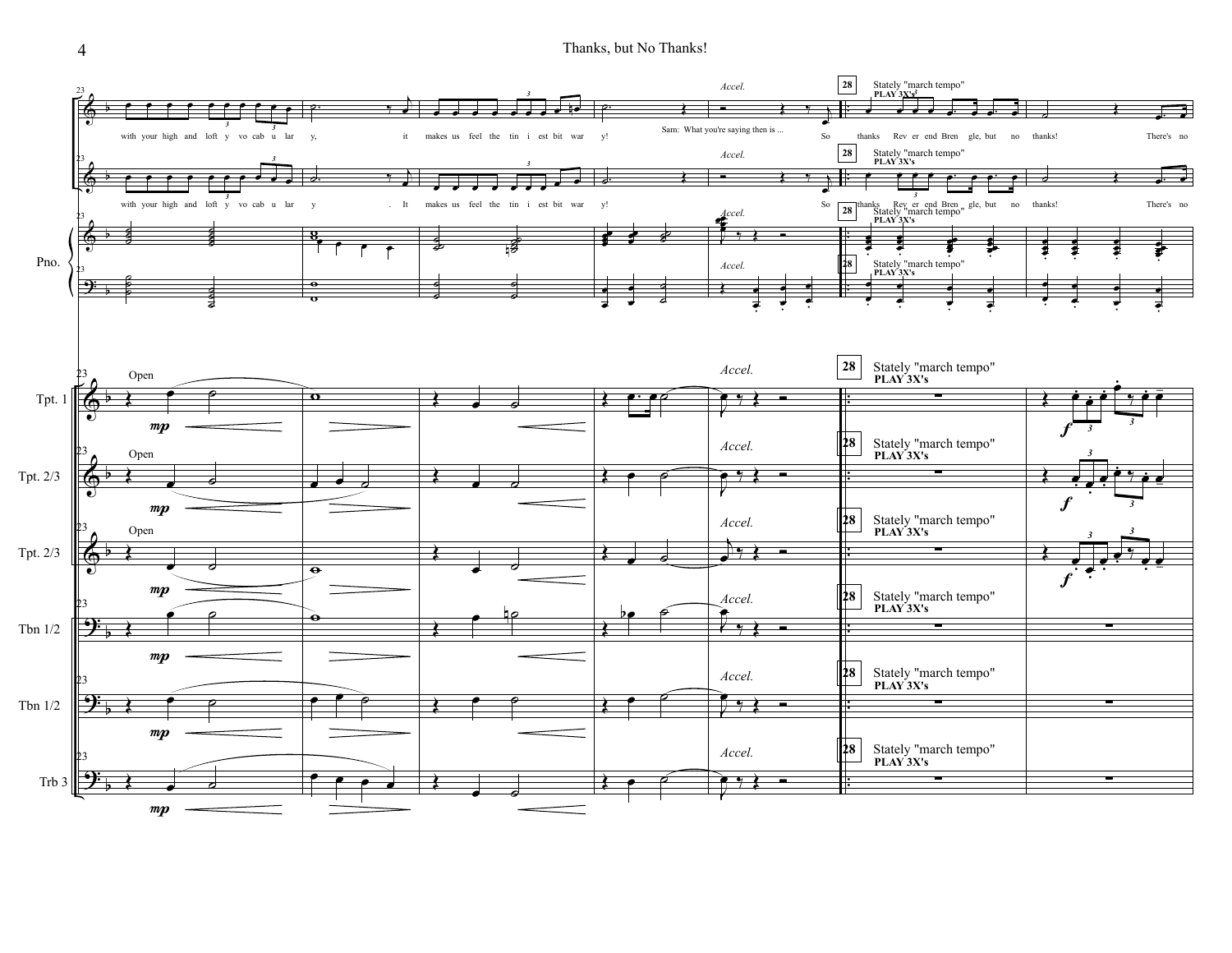with your high and lofty vocabulary, it makes us feel the tiniest bit wary!

Sam: What you're saying then is ...

So thanks Reverend Brengle, but no thanks! There's no

*Accel.*

**28** Stately "march tempo" **PLAY 3X's**

Pno.

Open

*mp*

*f*

Tpt. 1

Tpt. 2/3

Tpt. 2/3

Tbn 1/2

Tbn 1/2

Trb 3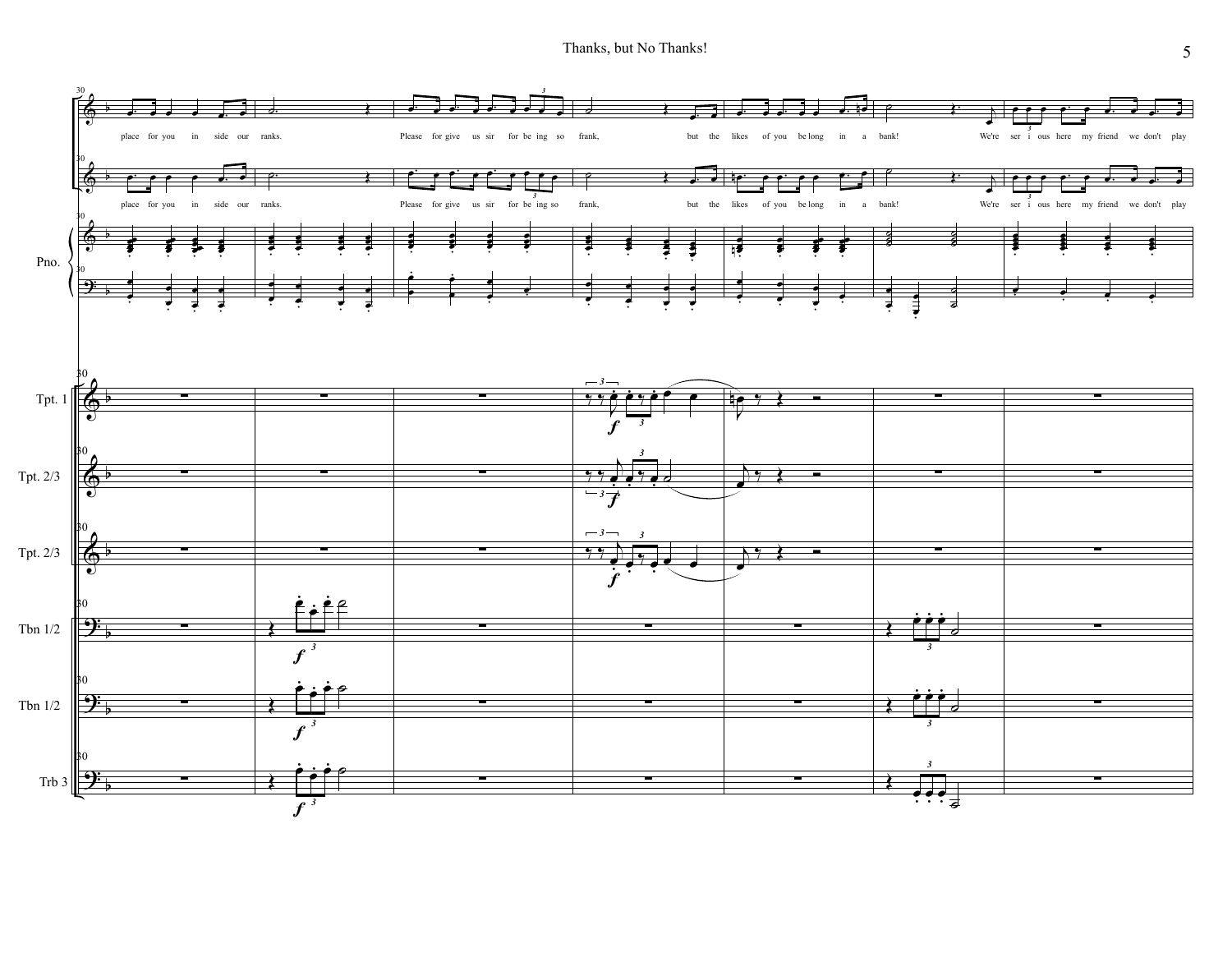place for you in side our ranks. Please for give us sir for be ing so frank, but the likes of you be long in a bank! We're ser i ous here my friend we don't play

place for you in side our ranks. Please for give us sir for be ing so frank, but the likes of you be long in a bank! We're ser i ous here my friend we don't play

Pno.

Tpt. 1

Tpt. 2/3

Tpt. 2/3

Tbn 1/2

Tbn 1/2

Trb 3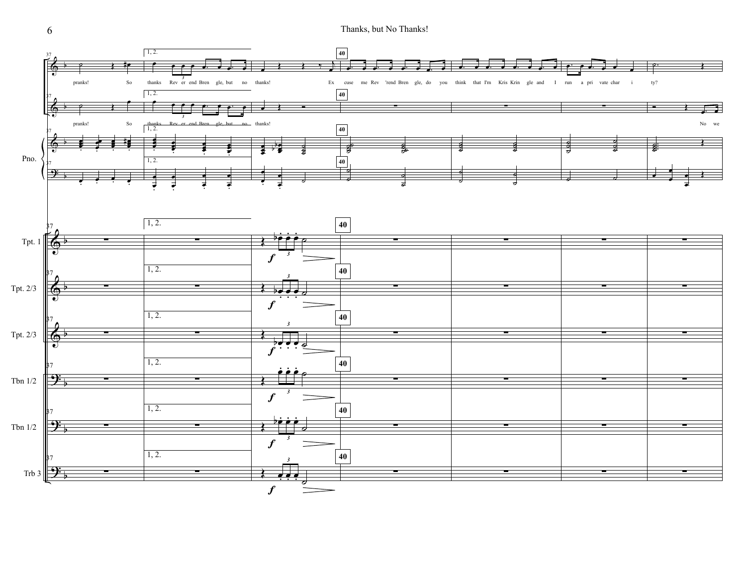pranks! So thanks Rev er end Bren gle, but no thanks! Ex cuse me Rev 'rend Bren gle, do you think that I'm Kris Krin gle and I run a pri vate char i ty?

pranks! So thanks Rev er end Bren gle, but no thanks! No we

Pno.

Tpt. 1

Tpt. 2/3

Tpt. 2/3

Tbn 1/2

Tbn 1/2

Trb 3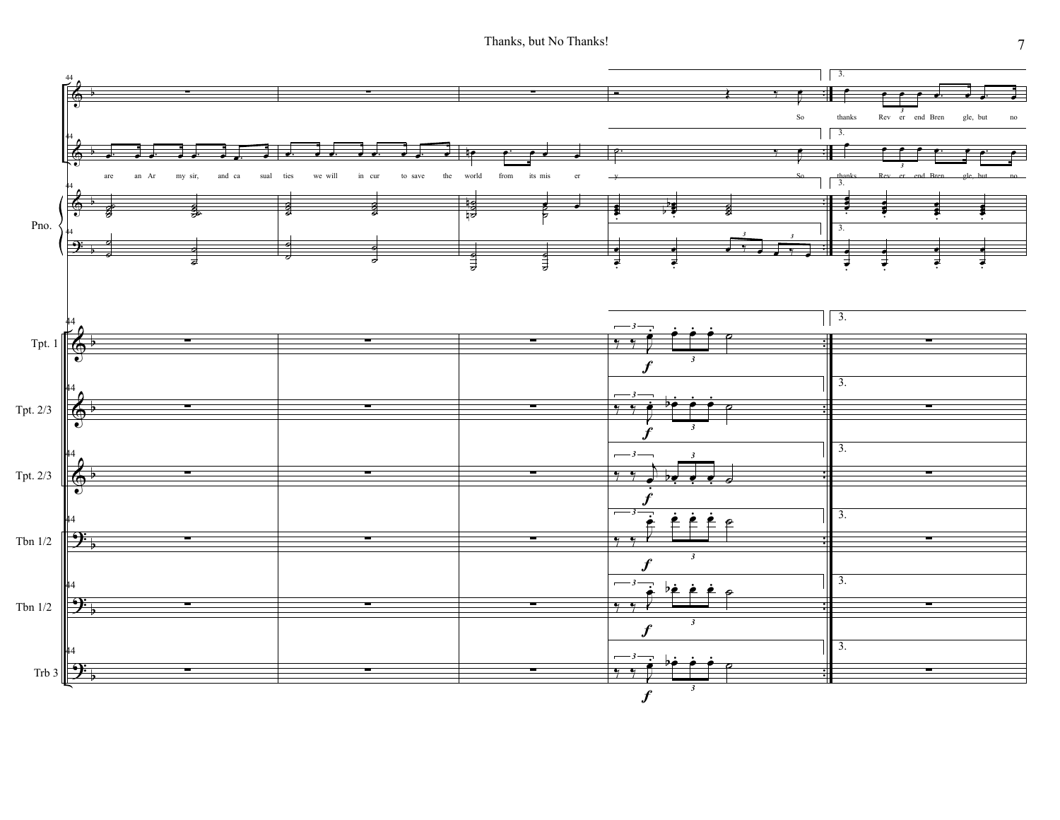are an Ar my sir, and ca sual ties we will in cur to save the world from its mis er y

So thanks Rev er end Bren gle, but no

3.

Pno.

Tpt. 1

Tpt. 2/3

Tpt. 2/3

Tbn 1/2

Tbn 1/2

Trb 3

*f*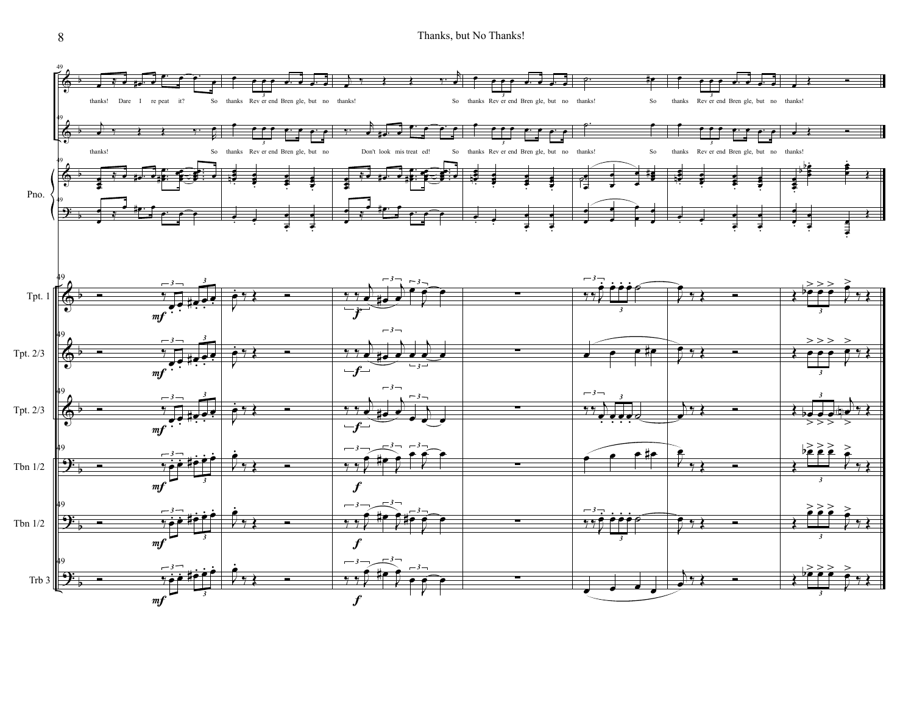49

thanks! Dare I re peat it? So thanks Rev er end Bren gle, but no thanks! So thanks Rev er end Bren gle, but no thanks! So thanks Rev er end Bren gle, but no thanks!

thanks! So thanks Rev er end Bren gle, but no Don't look mis treat ed! So thanks Rev er end Bren gle, but no thanks! So thanks Rev er end Bren gle, but no thanks!

Pno.

Tpt. 1 — *mf* — *f*

Tpt. 2/3 — *mf* — *f*

Tpt. 2/3 — *mf* — *f*

Tbn 1/2 — *mf* — *f*

Tbn 1/2 — *mf* — *f*

Trb 3 — *mf* — *f*